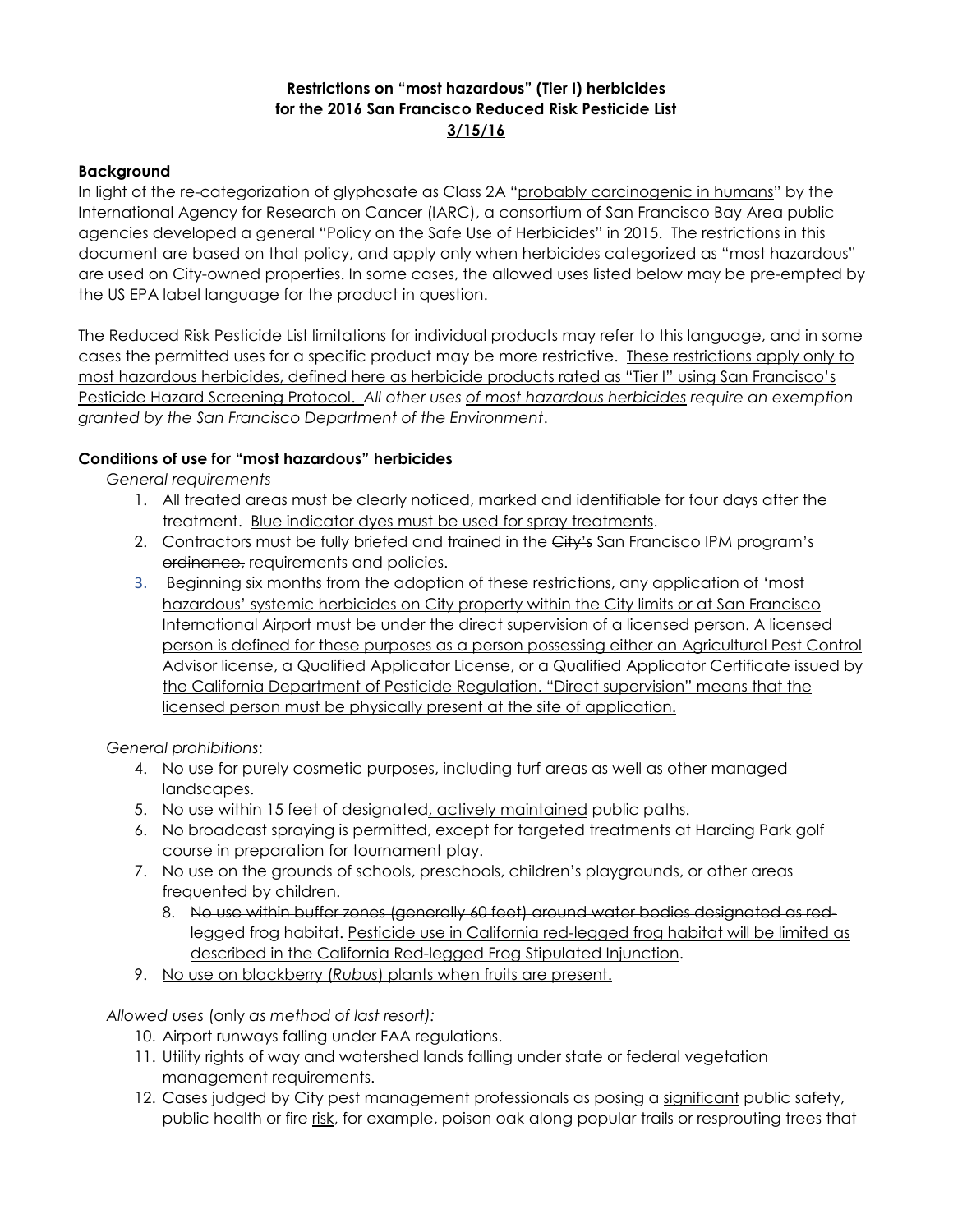**Restrictions on "most hazardous" (Tier I) herbicides for the 2016 San Francisco Reduced Risk Pesticide List**

**3/15/16**

### Background

In light of the re-categorization of glyphosate as Class 2A "probably carcinogenic in humans" by the International Agency for Research on Cancer (IARC), a consortium of San Francisco Bay Area public agencies developed a general "Policy on the Safe Use of Herbicides" in 2015. The restrictions in this document are based on that policy, and apply only when herbicides categorized as "most hazardous" are used on City-owned properties. In some cases, the allowed uses listed below may be pre-empted by the US EPA label language for the product in question.

The Reduced Risk Pesticide List limitations for individual products may refer to this language, and in some cases the permitted uses for a specific product may be more restrictive. These restrictions apply only to most hazardous herbicides, defined here as herbicide products rated as "Tier I" using San Francisco's Pesticide Hazard Screening Protocol. *All other uses of most hazardous herbicides require an exemption granted by the San Francisco Department of the Environment.*

### Conditions of use for "most hazardous" herbicides

*General requirements*

1. All treated areas must be clearly noticed, marked and identifiable for four days after the treatment. Blue indicator dyes must be used for spray treatments.
2. Contractors must be fully briefed and trained in the ~~City's~~ San Francisco IPM program's ~~ordinance,~~ requirements and policies.
3. Beginning six months from the adoption of these restrictions, any application of 'most hazardous' systemic herbicides on City property within the City limits or at San Francisco International Airport must be under the direct supervision of a licensed person. A licensed person is defined for these purposes as a person possessing either an Agricultural Pest Control Advisor license, a Qualified Applicator License, or a Qualified Applicator Certificate issued by the California Department of Pesticide Regulation. "Direct supervision" means that the licensed person must be physically present at the site of application.

*General prohibitions*:

4. No use for purely cosmetic purposes, including turf areas as well as other managed landscapes.
5. No use within 15 feet of designated, actively maintained public paths.
6. No broadcast spraying is permitted, except for targeted treatments at Harding Park golf course in preparation for tournament play.
7. No use on the grounds of schools, preschools, children's playgrounds, or other areas frequented by children.
8. ~~No use within buffer zones (generally 60 feet) around water bodies designated as red-legged frog habitat.~~ Pesticide use in California red-legged frog habitat will be limited as described in the California Red-legged Frog Stipulated Injunction.
9. No use on blackberry (*Rubus*) plants when fruits are present.

*Allowed uses* (only *as method of last resort):*

10. Airport runways falling under FAA regulations.
11. Utility rights of way and watershed lands falling under state or federal vegetation management requirements.
12. Cases judged by City pest management professionals as posing a significant public safety, public health or fire risk, for example, poison oak along popular trails or resprouting trees that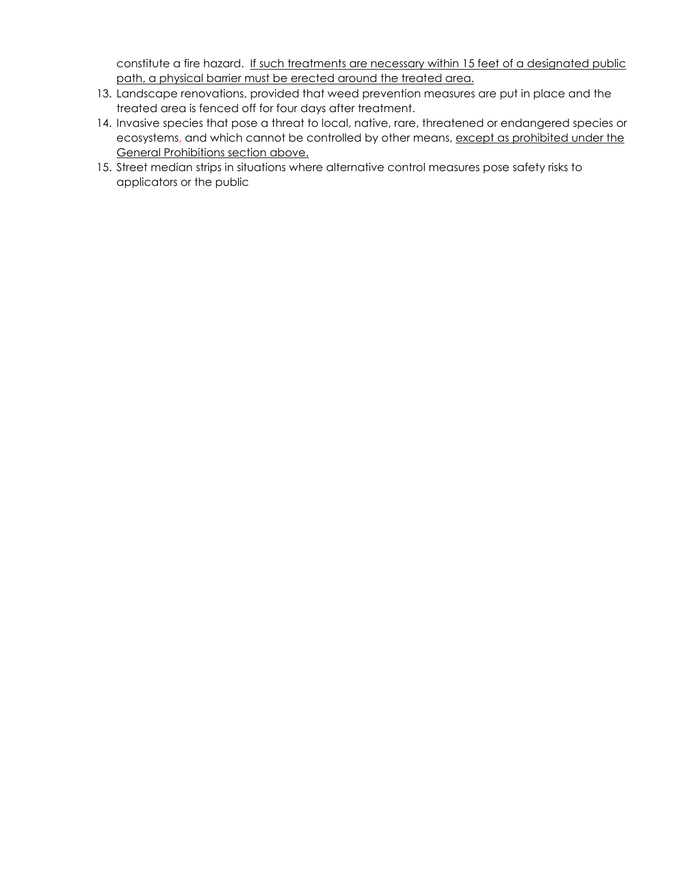constitute a fire hazard. <u>If such treatments are necessary within 15 feet of a designated public path, a physical barrier must be erected around the treated area.</u>

13. Landscape renovations, provided that weed prevention measures are put in place and the treated area is fenced off for four days after treatment.
14. Invasive species that pose a threat to local, native, rare, threatened or endangered species or ecosystems, and which cannot be controlled by other means, <u>except as prohibited under the General Prohibitions section above.</u>
15. Street median strips in situations where alternative control measures pose safety risks to applicators or the public